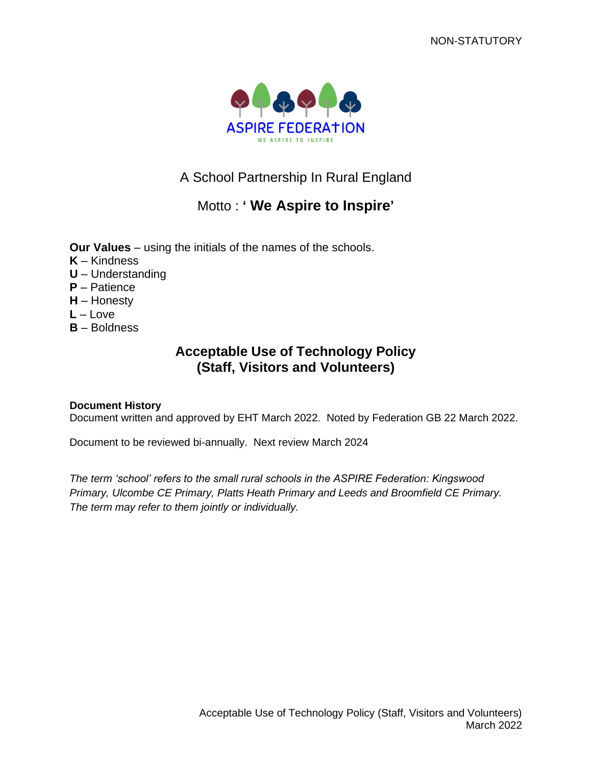NON-STATUTORY

ASPIRE FEDERATION

WE ASPIRE TO INSPIRE

A School Partnership In Rural England

Motto : **' We Aspire to Inspire'**

**Our Values** – using the initials of the names of the schools.
**K** – Kindness
**U** – Understanding
**P** – Patience
**H** – Honesty
**L** – Love
**B** – Boldness

# Acceptable Use of Technology Policy (Staff, Visitors and Volunteers)

**Document History**
Document written and approved by EHT March 2022. Noted by Federation GB 22 March 2022.

Document to be reviewed bi-annually. Next review March 2024

*The term 'school' refers to the small rural schools in the ASPIRE Federation: Kingswood Primary, Ulcombe CE Primary, Platts Heath Primary and Leeds and Broomfield CE Primary. The term may refer to them jointly or individually.*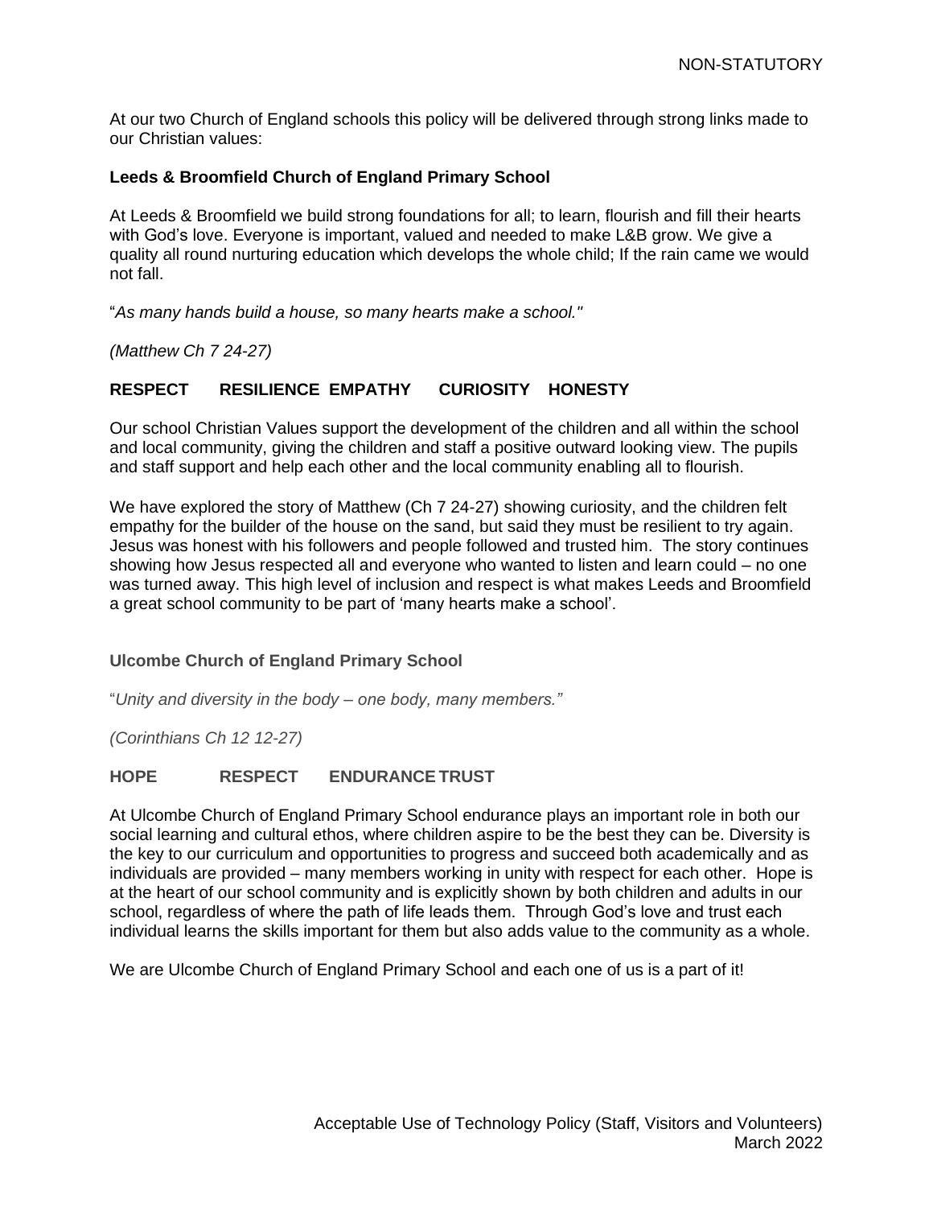At our two Church of England schools this policy will be delivered through strong links made to our Christian values:

**Leeds & Broomfield Church of England Primary School**

At Leeds & Broomfield we build strong foundations for all; to learn, flourish and fill their hearts with God's love. Everyone is important, valued and needed to make L&B grow. We give a quality all round nurturing education which develops the whole child; If the rain came we would not fall.

"*As many hands build a house, so many hearts make a school."*

*(Matthew Ch 7 24-27)*

**RESPECT RESILIENCE EMPATHY CURIOSITY HONESTY**

Our school Christian Values support the development of the children and all within the school and local community, giving the children and staff a positive outward looking view. The pupils and staff support and help each other and the local community enabling all to flourish.

We have explored the story of Matthew (Ch 7 24-27) showing curiosity, and the children felt empathy for the builder of the house on the sand, but said they must be resilient to try again. Jesus was honest with his followers and people followed and trusted him. The story continues showing how Jesus respected all and everyone who wanted to listen and learn could – no one was turned away. This high level of inclusion and respect is what makes Leeds and Broomfield a great school community to be part of 'many hearts make a school'.

**Ulcombe Church of England Primary School**

"*Unity and diversity in the body – one body, many members."*

*(Corinthians Ch 12 12-27)*

**HOPE RESPECT ENDURANCE TRUST**

At Ulcombe Church of England Primary School endurance plays an important role in both our social learning and cultural ethos, where children aspire to be the best they can be. Diversity is the key to our curriculum and opportunities to progress and succeed both academically and as individuals are provided – many members working in unity with respect for each other. Hope is at the heart of our school community and is explicitly shown by both children and adults in our school, regardless of where the path of life leads them. Through God's love and trust each individual learns the skills important for them but also adds value to the community as a whole.

We are Ulcombe Church of England Primary School and each one of us is a part of it!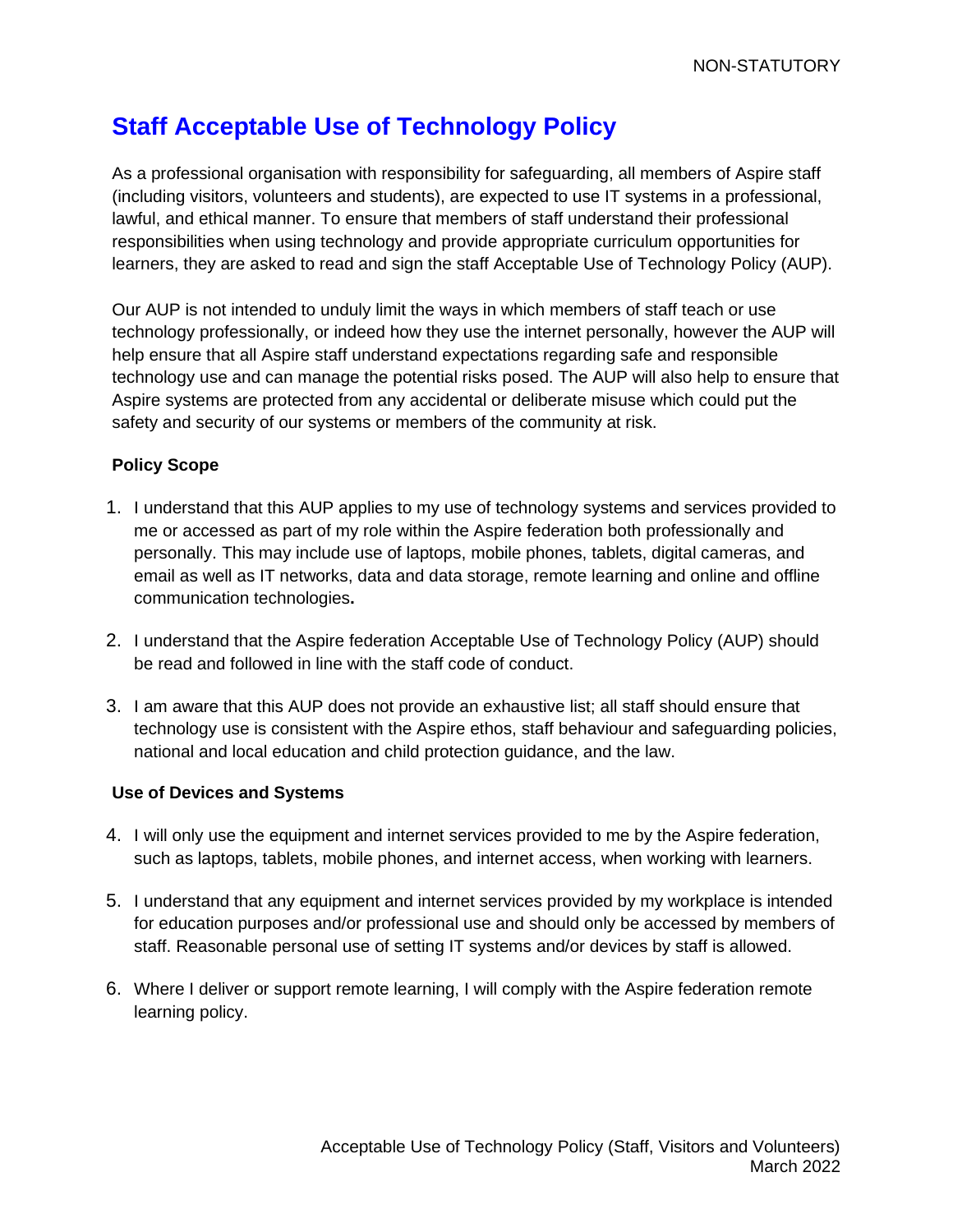# Staff Acceptable Use of Technology Policy

As a professional organisation with responsibility for safeguarding, all members of Aspire staff (including visitors, volunteers and students), are expected to use IT systems in a professional, lawful, and ethical manner. To ensure that members of staff understand their professional responsibilities when using technology and provide appropriate curriculum opportunities for learners, they are asked to read and sign the staff Acceptable Use of Technology Policy (AUP).

Our AUP is not intended to unduly limit the ways in which members of staff teach or use technology professionally, or indeed how they use the internet personally, however the AUP will help ensure that all Aspire staff understand expectations regarding safe and responsible technology use and can manage the potential risks posed. The AUP will also help to ensure that Aspire systems are protected from any accidental or deliberate misuse which could put the safety and security of our systems or members of the community at risk.

**Policy Scope**

1. I understand that this AUP applies to my use of technology systems and services provided to me or accessed as part of my role within the Aspire federation both professionally and personally. This may include use of laptops, mobile phones, tablets, digital cameras, and email as well as IT networks, data and data storage, remote learning and online and offline communication technologies**.**

2. I understand that the Aspire federation Acceptable Use of Technology Policy (AUP) should be read and followed in line with the staff code of conduct.

3. I am aware that this AUP does not provide an exhaustive list; all staff should ensure that technology use is consistent with the Aspire ethos, staff behaviour and safeguarding policies, national and local education and child protection guidance, and the law.

**Use of Devices and Systems**

4. I will only use the equipment and internet services provided to me by the Aspire federation, such as laptops, tablets, mobile phones, and internet access, when working with learners.

5. I understand that any equipment and internet services provided by my workplace is intended for education purposes and/or professional use and should only be accessed by members of staff. Reasonable personal use of setting IT systems and/or devices by staff is allowed.

6. Where I deliver or support remote learning, I will comply with the Aspire federation remote learning policy.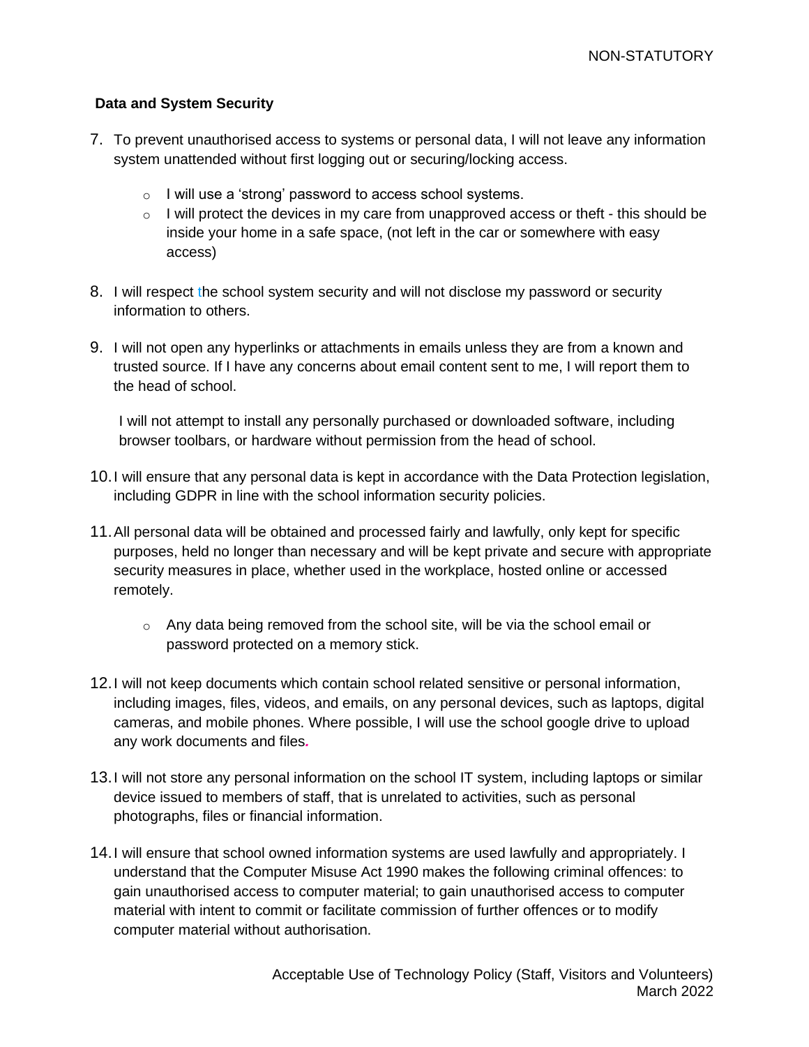**Data and System Security**

7. To prevent unauthorised access to systems or personal data, I will not leave any information system unattended without first logging out or securing/locking access.
    - I will use a 'strong' password to access school systems.
    - I will protect the devices in my care from unapproved access or theft - this should be inside your home in a safe space, (not left in the car or somewhere with easy access)

8. I will respect the school system security and will not disclose my password or security information to others.

9. I will not open any hyperlinks or attachments in emails unless they are from a known and trusted source. If I have any concerns about email content sent to me, I will report them to the head of school.

   I will not attempt to install any personally purchased or downloaded software, including browser toolbars, or hardware without permission from the head of school.

10. I will ensure that any personal data is kept in accordance with the Data Protection legislation, including GDPR in line with the school information security policies.

11. All personal data will be obtained and processed fairly and lawfully, only kept for specific purposes, held no longer than necessary and will be kept private and secure with appropriate security measures in place, whether used in the workplace, hosted online or accessed remotely.
    - Any data being removed from the school site, will be via the school email or password protected on a memory stick.

12. I will not keep documents which contain school related sensitive or personal information, including images, files, videos, and emails, on any personal devices, such as laptops, digital cameras, and mobile phones. Where possible, I will use the school google drive to upload any work documents and files.

13. I will not store any personal information on the school IT system, including laptops or similar device issued to members of staff, that is unrelated to activities, such as personal photographs, files or financial information.

14. I will ensure that school owned information systems are used lawfully and appropriately. I understand that the Computer Misuse Act 1990 makes the following criminal offences: to gain unauthorised access to computer material; to gain unauthorised access to computer material with intent to commit or facilitate commission of further offences or to modify computer material without authorisation.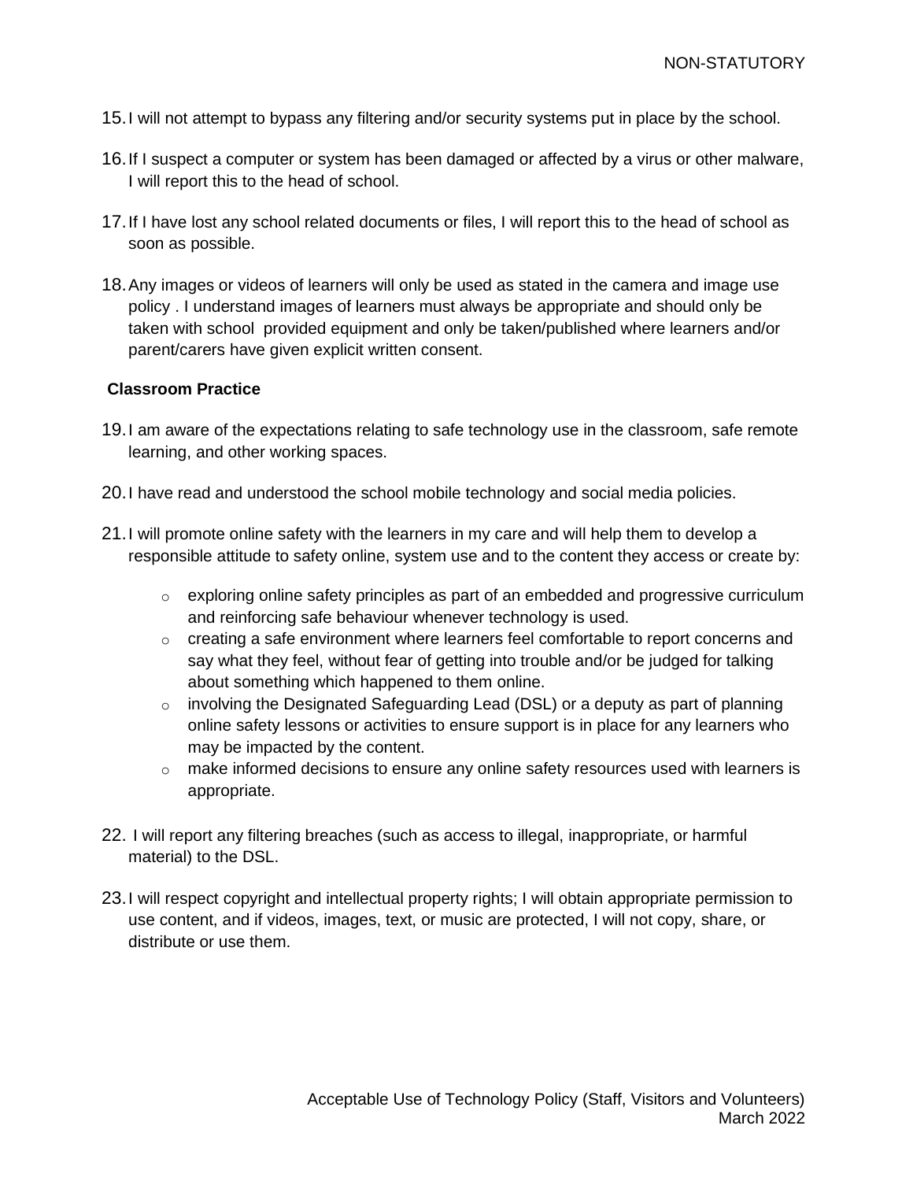15. I will not attempt to bypass any filtering and/or security systems put in place by the school.

16. If I suspect a computer or system has been damaged or affected by a virus or other malware, I will report this to the head of school.

17. If I have lost any school related documents or files, I will report this to the head of school as soon as possible.

18. Any images or videos of learners will only be used as stated in the camera and image use policy . I understand images of learners must always be appropriate and should only be taken with school provided equipment and only be taken/published where learners and/or parent/carers have given explicit written consent.

**Classroom Practice**

19. I am aware of the expectations relating to safe technology use in the classroom, safe remote learning, and other working spaces.

20. I have read and understood the school mobile technology and social media policies.

21. I will promote online safety with the learners in my care and will help them to develop a responsible attitude to safety online, system use and to the content they access or create by:

    - exploring online safety principles as part of an embedded and progressive curriculum and reinforcing safe behaviour whenever technology is used.
    - creating a safe environment where learners feel comfortable to report concerns and say what they feel, without fear of getting into trouble and/or be judged for talking about something which happened to them online.
    - involving the Designated Safeguarding Lead (DSL) or a deputy as part of planning online safety lessons or activities to ensure support is in place for any learners who may be impacted by the content.
    - make informed decisions to ensure any online safety resources used with learners is appropriate.

22. I will report any filtering breaches (such as access to illegal, inappropriate, or harmful material) to the DSL.

23. I will respect copyright and intellectual property rights; I will obtain appropriate permission to use content, and if videos, images, text, or music are protected, I will not copy, share, or distribute or use them.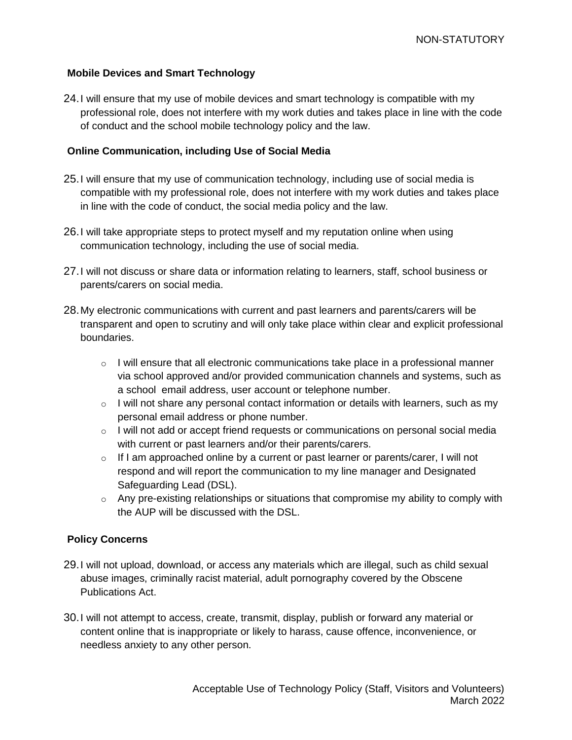**Mobile Devices and Smart Technology**

24. I will ensure that my use of mobile devices and smart technology is compatible with my professional role, does not interfere with my work duties and takes place in line with the code of conduct and the school mobile technology policy and the law.

**Online Communication, including Use of Social Media**

25. I will ensure that my use of communication technology, including use of social media is compatible with my professional role, does not interfere with my work duties and takes place in line with the code of conduct, the social media policy and the law.

26. I will take appropriate steps to protect myself and my reputation online when using communication technology, including the use of social media.

27. I will not discuss or share data or information relating to learners, staff, school business or parents/carers on social media.

28. My electronic communications with current and past learners and parents/carers will be transparent and open to scrutiny and will only take place within clear and explicit professional boundaries.

    - I will ensure that all electronic communications take place in a professional manner via school approved and/or provided communication channels and systems, such as a school email address, user account or telephone number.
    - I will not share any personal contact information or details with learners, such as my personal email address or phone number.
    - I will not add or accept friend requests or communications on personal social media with current or past learners and/or their parents/carers.
    - If I am approached online by a current or past learner or parents/carer, I will not respond and will report the communication to my line manager and Designated Safeguarding Lead (DSL).
    - Any pre-existing relationships or situations that compromise my ability to comply with the AUP will be discussed with the DSL.

**Policy Concerns**

29. I will not upload, download, or access any materials which are illegal, such as child sexual abuse images, criminally racist material, adult pornography covered by the Obscene Publications Act.

30. I will not attempt to access, create, transmit, display, publish or forward any material or content online that is inappropriate or likely to harass, cause offence, inconvenience, or needless anxiety to any other person.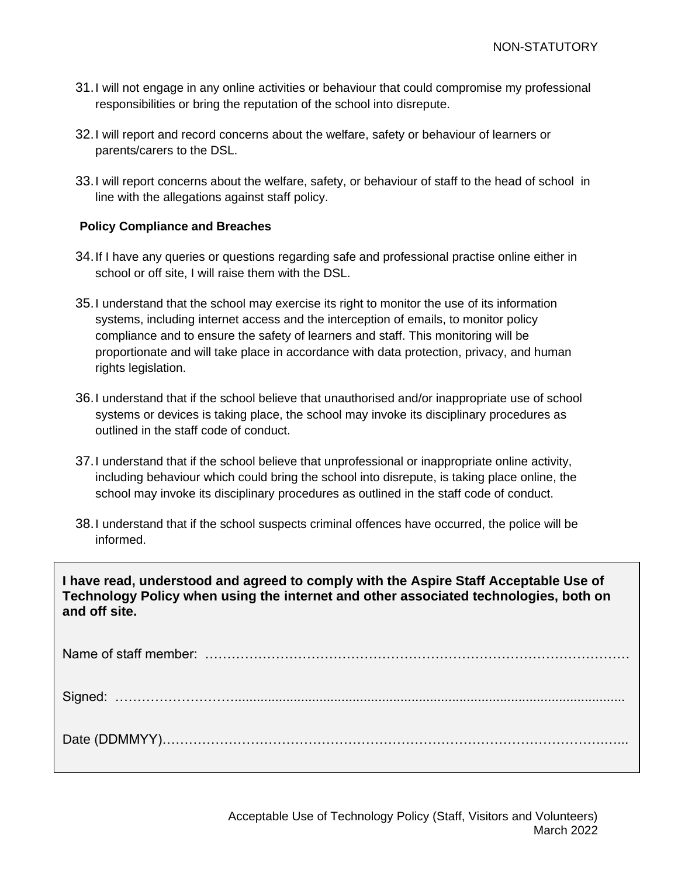31. I will not engage in any online activities or behaviour that could compromise my professional responsibilities or bring the reputation of the school into disrepute.

32. I will report and record concerns about the welfare, safety or behaviour of learners or parents/carers to the DSL.

33. I will report concerns about the welfare, safety, or behaviour of staff to the head of school in line with the allegations against staff policy.

**Policy Compliance and Breaches**

34. If I have any queries or questions regarding safe and professional practise online either in school or off site, I will raise them with the DSL.

35. I understand that the school may exercise its right to monitor the use of its information systems, including internet access and the interception of emails, to monitor policy compliance and to ensure the safety of learners and staff. This monitoring will be proportionate and will take place in accordance with data protection, privacy, and human rights legislation.

36. I understand that if the school believe that unauthorised and/or inappropriate use of school systems or devices is taking place, the school may invoke its disciplinary procedures as outlined in the staff code of conduct.

37. I understand that if the school believe that unprofessional or inappropriate online activity, including behaviour which could bring the school into disrepute, is taking place online, the school may invoke its disciplinary procedures as outlined in the staff code of conduct.

38. I understand that if the school suspects criminal offences have occurred, the police will be informed.

**I have read, understood and agreed to comply with the Aspire Staff Acceptable Use of Technology Policy when using the internet and other associated technologies, both on and off site.**

Name of staff member: ………………………………………………………………………………

Signed: ……………………..........................................................................................................

Date (DDMMYY)…………………………………………………………………………………….…...